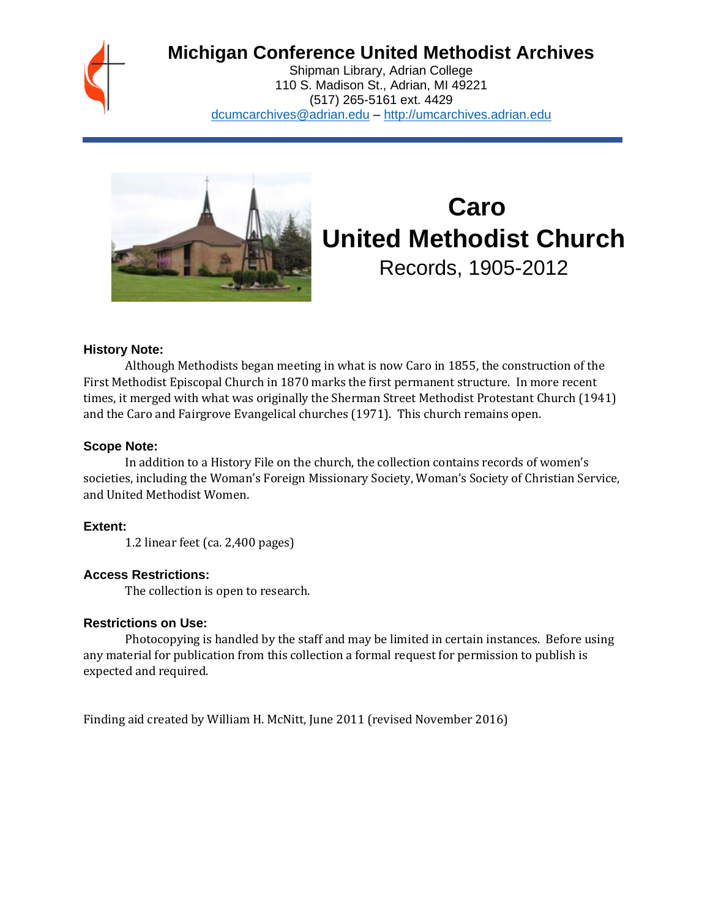# Michigan Conference United Methodist Archives

Shipman Library, Adrian College
110 S. Madison St., Adrian, MI 49221
(517) 265-5161 ext. 4429
dcumcarchives@adrian.edu – http://umcarchives.adrian.edu

# Caro United Methodist Church

## Records, 1905-2012

### History Note:

Although Methodists began meeting in what is now Caro in 1855, the construction of the First Methodist Episcopal Church in 1870 marks the first permanent structure. In more recent times, it merged with what was originally the Sherman Street Methodist Protestant Church (1941) and the Caro and Fairgrove Evangelical churches (1971). This church remains open.

### Scope Note:

In addition to a History File on the church, the collection contains records of women's societies, including the Woman's Foreign Missionary Society, Woman's Society of Christian Service, and United Methodist Women.

### Extent:

1.2 linear feet (ca. 2,400 pages)

### Access Restrictions:

The collection is open to research.

### Restrictions on Use:

Photocopying is handled by the staff and may be limited in certain instances. Before using any material for publication from this collection a formal request for permission to publish is expected and required.

Finding aid created by William H. McNitt, June 2011 (revised November 2016)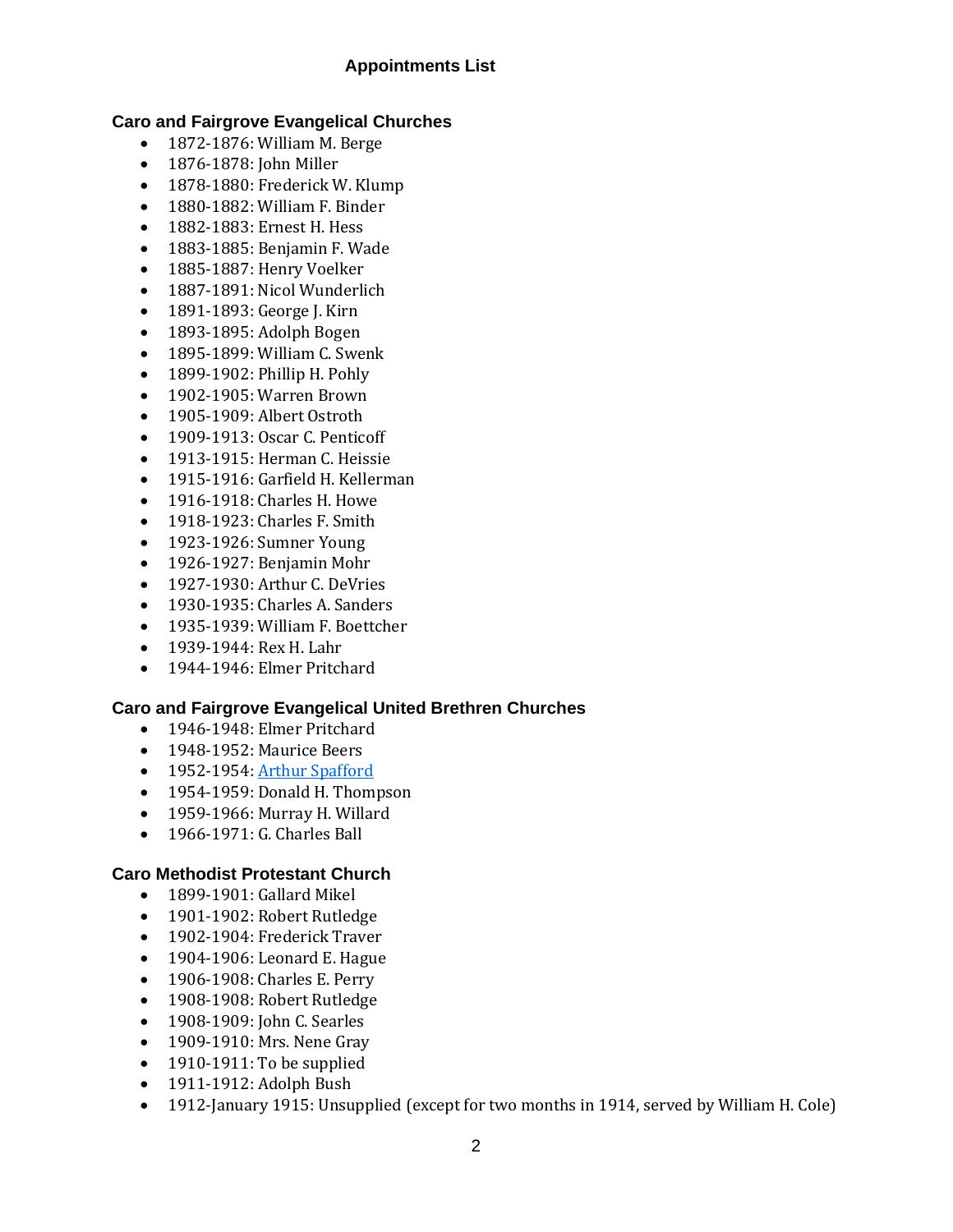# Appointments List

## Caro and Fairgrove Evangelical Churches

- 1872-1876: William M. Berge
- 1876-1878: John Miller
- 1878-1880: Frederick W. Klump
- 1880-1882: William F. Binder
- 1882-1883: Ernest H. Hess
- 1883-1885: Benjamin F. Wade
- 1885-1887: Henry Voelker
- 1887-1891: Nicol Wunderlich
- 1891-1893: George J. Kirn
- 1893-1895: Adolph Bogen
- 1895-1899: William C. Swenk
- 1899-1902: Phillip H. Pohly
- 1902-1905: Warren Brown
- 1905-1909: Albert Ostroth
- 1909-1913: Oscar C. Penticoff
- 1913-1915: Herman C. Heissie
- 1915-1916: Garfield H. Kellerman
- 1916-1918: Charles H. Howe
- 1918-1923: Charles F. Smith
- 1923-1926: Sumner Young
- 1926-1927: Benjamin Mohr
- 1927-1930: Arthur C. DeVries
- 1930-1935: Charles A. Sanders
- 1935-1939: William F. Boettcher
- 1939-1944: Rex H. Lahr
- 1944-1946: Elmer Pritchard

## Caro and Fairgrove Evangelical United Brethren Churches

- 1946-1948: Elmer Pritchard
- 1948-1952: Maurice Beers
- 1952-1954: Arthur Spafford
- 1954-1959: Donald H. Thompson
- 1959-1966: Murray H. Willard
- 1966-1971: G. Charles Ball

## Caro Methodist Protestant Church

- 1899-1901: Gallard Mikel
- 1901-1902: Robert Rutledge
- 1902-1904: Frederick Traver
- 1904-1906: Leonard E. Hague
- 1906-1908: Charles E. Perry
- 1908-1908: Robert Rutledge
- 1908-1909: John C. Searles
- 1909-1910: Mrs. Nene Gray
- 1910-1911: To be supplied
- 1911-1912: Adolph Bush
- 1912-January 1915: Unsupplied (except for two months in 1914, served by William H. Cole)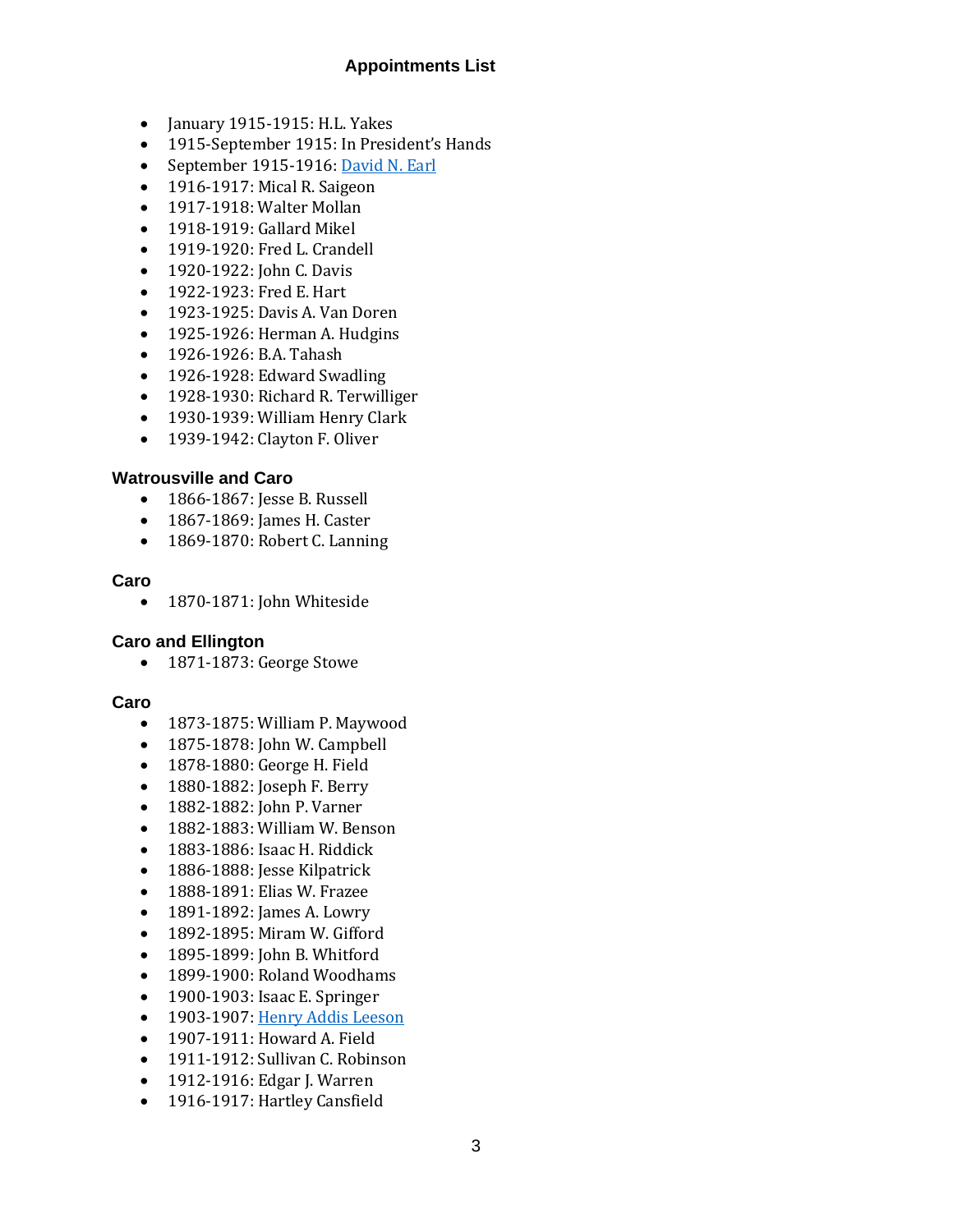**Appointments List**

- January 1915-1915: H.L. Yakes
- 1915-September 1915: In President's Hands
- September 1915-1916: [David N. Earl]
- 1916-1917: Mical R. Saigeon
- 1917-1918: Walter Mollan
- 1918-1919: Gallard Mikel
- 1919-1920: Fred L. Crandell
- 1920-1922: John C. Davis
- 1922-1923: Fred E. Hart
- 1923-1925: Davis A. Van Doren
- 1925-1926: Herman A. Hudgins
- 1926-1926: B.A. Tahash
- 1926-1928: Edward Swadling
- 1928-1930: Richard R. Terwilliger
- 1930-1939: William Henry Clark
- 1939-1942: Clayton F. Oliver

### Watrousville and Caro

- 1866-1867: Jesse B. Russell
- 1867-1869: James H. Caster
- 1869-1870: Robert C. Lanning

### Caro

- 1870-1871: John Whiteside

### Caro and Ellington

- 1871-1873: George Stowe

### Caro

- 1873-1875: William P. Maywood
- 1875-1878: John W. Campbell
- 1878-1880: George H. Field
- 1880-1882: Joseph F. Berry
- 1882-1882: John P. Varner
- 1882-1883: William W. Benson
- 1883-1886: Isaac H. Riddick
- 1886-1888: Jesse Kilpatrick
- 1888-1891: Elias W. Frazee
- 1891-1892: James A. Lowry
- 1892-1895: Miram W. Gifford
- 1895-1899: John B. Whitford
- 1899-1900: Roland Woodhams
- 1900-1903: Isaac E. Springer
- 1903-1907: [Henry Addis Leeson]
- 1907-1911: Howard A. Field
- 1911-1912: Sullivan C. Robinson
- 1912-1916: Edgar J. Warren
- 1916-1917: Hartley Cansfield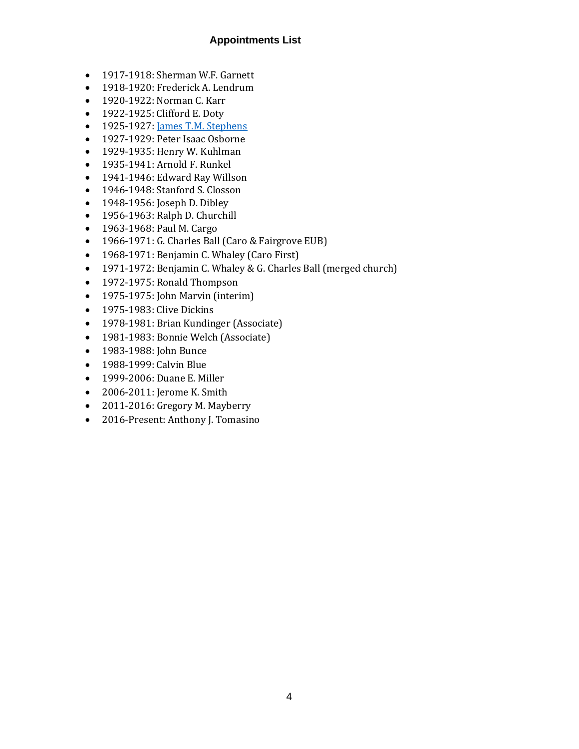# Appointments List

- 1917-1918: Sherman W.F. Garnett
- 1918-1920: Frederick A. Lendrum
- 1920-1922: Norman C. Karr
- 1922-1925: Clifford E. Doty
- 1925-1927: James T.M. Stephens
- 1927-1929: Peter Isaac Osborne
- 1929-1935: Henry W. Kuhlman
- 1935-1941: Arnold F. Runkel
- 1941-1946: Edward Ray Willson
- 1946-1948: Stanford S. Closson
- 1948-1956: Joseph D. Dibley
- 1956-1963: Ralph D. Churchill
- 1963-1968: Paul M. Cargo
- 1966-1971: G. Charles Ball (Caro & Fairgrove EUB)
- 1968-1971: Benjamin C. Whaley (Caro First)
- 1971-1972: Benjamin C. Whaley & G. Charles Ball (merged church)
- 1972-1975: Ronald Thompson
- 1975-1975: John Marvin (interim)
- 1975-1983: Clive Dickins
- 1978-1981: Brian Kundinger (Associate)
- 1981-1983: Bonnie Welch (Associate)
- 1983-1988: John Bunce
- 1988-1999: Calvin Blue
- 1999-2006: Duane E. Miller
- 2006-2011: Jerome K. Smith
- 2011-2016: Gregory M. Mayberry
- 2016-Present: Anthony J. Tomasino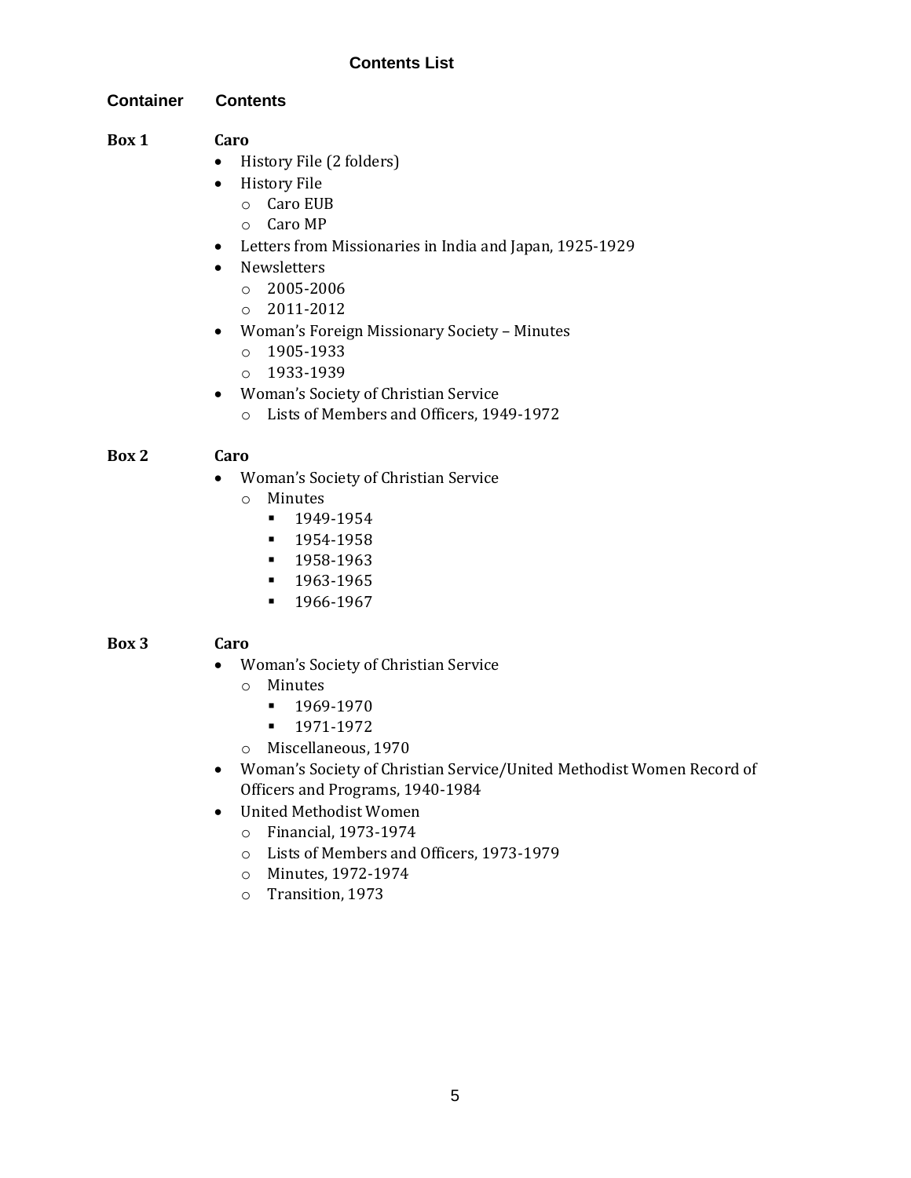## Contents List

**Container** **Contents**

**Box 1** **Caro**

- History File (2 folders)
- History File
  - Caro EUB
  - Caro MP
- Letters from Missionaries in India and Japan, 1925-1929
- Newsletters
  - 2005-2006
  - 2011-2012
- Woman's Foreign Missionary Society – Minutes
  - 1905-1933
  - 1933-1939
- Woman's Society of Christian Service
  - Lists of Members and Officers, 1949-1972

**Box 2** **Caro**

- Woman's Society of Christian Service
  - Minutes
    - 1949-1954
    - 1954-1958
    - 1958-1963
    - 1963-1965
    - 1966-1967

**Box 3** **Caro**

- Woman's Society of Christian Service
  - Minutes
    - 1969-1970
    - 1971-1972
  - Miscellaneous, 1970
- Woman's Society of Christian Service/United Methodist Women Record of Officers and Programs, 1940-1984
- United Methodist Women
  - Financial, 1973-1974
  - Lists of Members and Officers, 1973-1979
  - Minutes, 1972-1974
  - Transition, 1973